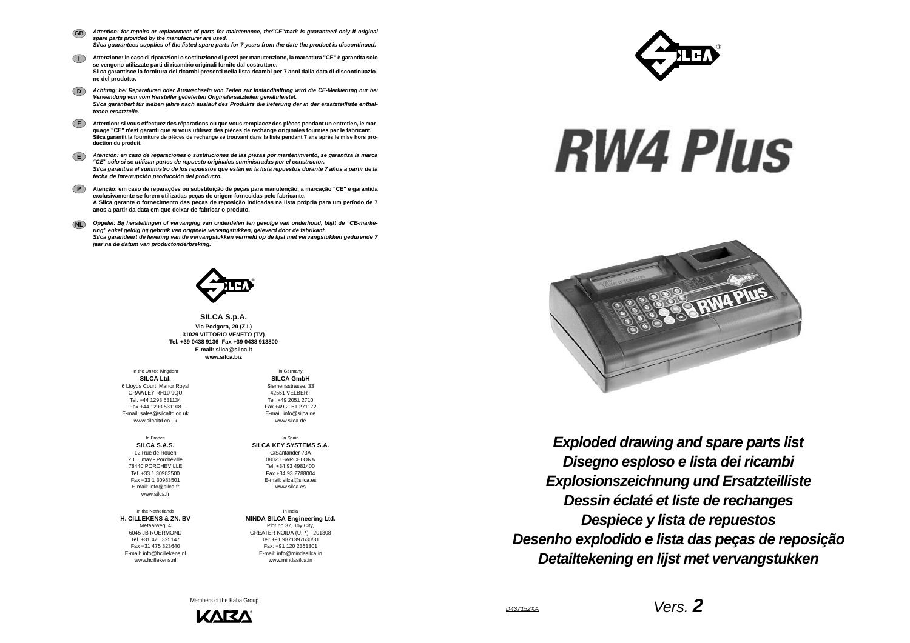**GB** *Attention: for repairs or replacement of parts for maintenance, the"CE"mark is guaranteed only if original spare parts provided by the manufacturer are used.*
*Silca guarantees supplies of the listed spare parts for 7 years from the date the product is discontinued.*

**I** **Attenzione: in caso di riparazioni o sostituzione di pezzi per manutenzione, la marcatura "CE" è garantita solo se vengono utilizzate parti di ricambio originali fornite dal costruttore.**
**Silca garantisce la fornitura dei ricambi presenti nella lista ricambi per 7 anni dalla data di discontinuazione del prodotto.**

**D** *Achtung: bei Reparaturen oder Auswechseln von Teilen zur Instandhaltung wird die CE-Markierung nur bei Verwendung von vom Hersteller gelieferten Originalersatzteilen gewährleistet.*
*Silca garantiert für sieben jahre nach auslauf des Produkts die lieferung der in der ersatzteilliste enthaltenen ersatzteile.*

**F** **Attention: si vous effectuez des réparations ou que vous remplacez des pièces pendant un entretien, le marquage "CE" n'est garanti que si vous utilisez des pièces de rechange originales fournies par le fabricant.**
**Silca garantit la fourniture de pièces de rechange se trouvant dans la liste pendant 7 ans après le mise hors production du produit.**

**E** *Atención: en caso de reparaciones o sustituciones de las piezas por mantenimiento, se garantiza la marca "CE" sólo si se utilizan partes de repuesto originales suministradas por el constructor.*
*Silca garantiza el suministro de los repuestos que están en la lista repuestos durante 7 años a partir de la fecha de interrupción producción del producto.*

**P** **Atenção: em caso de reparações ou substituição de peças para manutenção, a marcação "CE" é garantida exclusivamente se forem utilizadas peças de origem fornecidas pelo fabricante.**
**A Silca garante o fornecimento das peças de reposição indicadas na lista própria para um período de 7 anos a partir da data em que deixar de fabricar o produto.**

**NL** *Opgelet: Bij herstellingen of vervanging van onderdelen ten gevolge van onderhoud, blijft de "CE-markering" enkel geldig bij gebruik van originele vervangstukken, geleverd door de fabrikant.*
*Silca garandeert de levering van de vervangstukken vermeld op de lijst met vervangstukken gedurende 7 jaar na de datum van productonderbreking.*

**SILCA S.p.A.**
**Via Podgora, 20 (Z.I.)**
**31029 VITTORIO VENETO (TV)**
**Tel. +39 0438 9136 Fax +39 0438 913800**
**E-mail: silca@silca.it**
**www.silca.biz**

In the United Kingdom
**SILCA Ltd.**
6 Lloyds Court, Manor Royal
CRAWLEY RH10 9QU
Tel. +44 1293 531134
Fax +44 1293 531108
E-mail: sales@silcaltd.co.uk
www.silcaltd.co.uk

In Germany
**SILCA GmbH**
Siemensstrasse, 33
42551 VELBERT
Tel. +49 2051 2710
Fax +49 2051 271172
E-mail: info@silca.de
www.silca.de

In France
**SILCA S.A.S.**
12 Rue de Rouen
Z.I. Limay - Porcheville
78440 PORCHEVILLE
Tel. +33 1 30983500
Fax +33 1 30983501
E-mail: info@silca.fr
www.silca.fr

In Spain
**SILCA KEY SYSTEMS S.A.**
C/Santander 73A
08020 BARCELONA
Tel. +34 93 4981400
Fax +34 93 2788004
E-mail: silca@silca.es
www.silca.es

In the Netherlands
**H. CILLEKENS & ZN. BV**
Metaalweg, 4
6045 JB ROERMOND
Tel. +31 475 325147
Fax +31 475 323640
E-mail: info@hcillekens.nl
www.hcillekens.nl

In India
**MINDA SILCA Engineering Ltd.**
Plot no.37, Toy City,
GREATER NOIDA (U.P.) - 201308
Tel: +91 9871397630/31
Fax: +91 120 2351301
E-mail: info@mindasilca.in
www.mindasilca.in

Members of the Kaba Group

# RW4 Plus

***Exploded drawing and spare parts list***
***Disegno esploso e lista dei ricambi***
***Explosionszeichnung und Ersatzteilliste***
***Dessin éclaté et liste de rechanges***
***Despiece y lista de repuestos***
***Desenho explodido e lista das peças de reposição***
***Detailtekening en lijst met vervangstukken***

D437152XA

Vers. **2**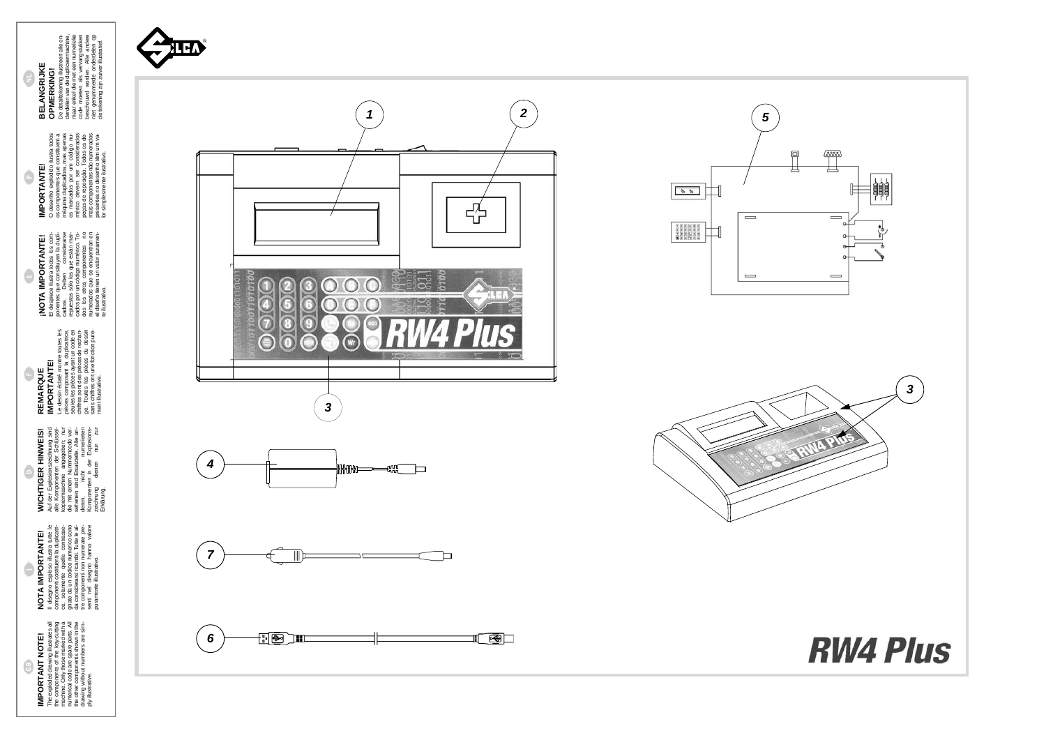## IMPORTANT NOTE!

The exploded drawing illustrates all the components of the key-cutting machine. Only those marked with a numerical code are spare parts. All the other components shown in the drawing without numbers are simply illustrative.

## NOTA IMPORTANTE!

Il disegno esploso illustra tutte le componenti costituenti la duplicatrice, solamente quelle contrassegnate da un codice numerico sono da considerarsi ricambi. Tutte le altre componenti non numerate presenti nel disegno hanno valore puramente illustrativo.

## WICHTIGER HINWEIS!

Auf der Explosionszeichnung sind alle Komponenten der Schlüsselkopiermaschine angegeben; nur die mit einem Nummerncode versehenen sind Ersatzteile. Alle anderen, nicht numerierten Komponenten in der Explosionszeichnung dienen nur zur Erklärung.

## REMARQUE IMPORTANTE!

Le dessin éclaté montre toutes les pièces composant la duplicatrice, seules les pièces ayant un code en chiffres sont des pièces de rechange. Toutes les pièces du dessin sans chiffres ont une fonction purement illustrative.

## ¡NOTA IMPORTANTE!

El despiece ilustra todos los componentes que constituyen la duplicadora. Deben considerarse repuestos sólo los que están marcados por un código numérico. Todos los otros componentes no numerados que se encuentran en el diseño tienen un valor puramente ilustrativo.

## IMPORTANTE!

O desenho explodido ilustra todos os componentes que constituem a máquina duplicadora, mas apenas os marcados por um código numérico devem ser considerados peças de reposição. Todos os demais componentes não numerados presentes no desenho têm um valor simplesmente ilustrativo.

## BELANGRIJKE OPMERKING!

De detailtekening illustreert alle onderdelen van de duplicaatmachine, maar enkel de met een numerieke code moeten als vervangstukken beschouwd worden. Alle andere niet genummerde onderdelen op de tekening zijn zuiver illustratief.

1

2

3

4

5

6

7

RW4 Plus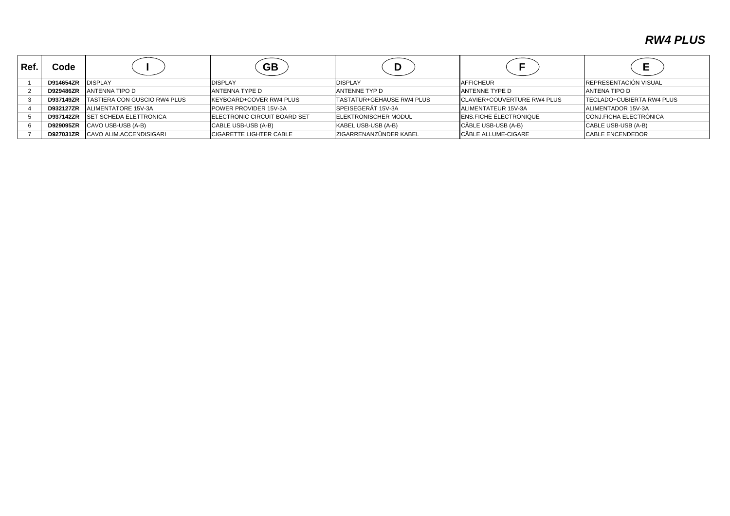# *RW4 PLUS*

| Ref. | Code | I | GB | D | F | E |
|---|---|---|---|---|---|---|
| 1 | **D914654ZR** | DISPLAY | DISPLAY | DISPLAY | AFFICHEUR | REPRESENTACIÓN VISUAL |
| 2 | **D929486ZR** | ANTENNA TIPO D | ANTENNA TYPE D | ANTENNE TYP D | ANTENNE TYPE D | ANTENA TIPO D |
| 3 | **D937149ZR** | TASTIERA CON GUSCIO RW4 PLUS | KEYBOARD+COVER RW4 PLUS | TASTATUR+GEHÄUSE RW4 PLUS | CLAVIER+COUVERTURE RW4 PLUS | TECLADO+CUBIERTA RW4 PLUS |
| 4 | **D932127ZR** | ALIMENTATORE 15V-3A | POWER PROVIDER 15V-3A | SPEISEGERÄT 15V-3A | ALIMENTATEUR 15V-3A | ALIMENTADOR 15V-3A |
| 5 | **D937142ZR** | SET SCHEDA ELETTRONICA | ELECTRONIC CIRCUIT BOARD SET | ELEKTRONISCHER MODUL | ENS.FICHE ÉLECTRONIQUE | CONJ.FICHA ELECTRÓNICA |
| 6 | **D929095ZR** | CAVO USB-USB (A-B) | CABLE USB-USB (A-B) | KABEL USB-USB (A-B) | CÂBLE USB-USB (A-B) | CABLE USB-USB (A-B) |
| 7 | **D927031ZR** | CAVO ALIM.ACCENDISIGARI | CIGARETTE LIGHTER CABLE | ZIGARRENANZÜNDER KABEL | CÂBLE ALLUME-CIGARE | CABLE ENCENDEDOR |